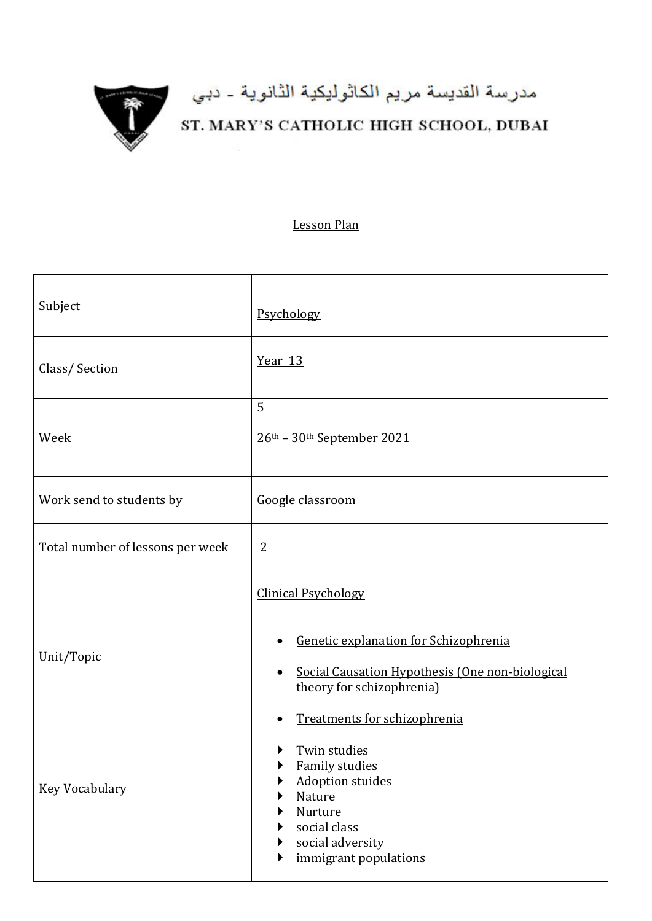مدرسة القديسة مريم الكاثوليكية الثانوية - دبي

ST. MARY'S CATHOLIC HIGH SCHOOL, DUBAI

Lesson Plan

| | |
|---|---|
| Subject | Psychology |
| Class/ Section | Year 13 |
| Week | 5<br><br>26th – 30th September 2021 |
| Work send to students by | Google classroom |
| Total number of lessons per week | 2 |
| Unit/Topic | Clinical Psychology<br><br>• Genetic explanation for Schizophrenia<br>• Social Causation Hypothesis (One non-biological theory for schizophrenia)<br>• Treatments for schizophrenia |
| Key Vocabulary | ▸ Twin studies<br>▸ Family studies<br>▸ Adoption stuides<br>▸ Nature<br>▸ Nurture<br>▸ social class<br>▸ social adversity<br>▸ immigrant populations |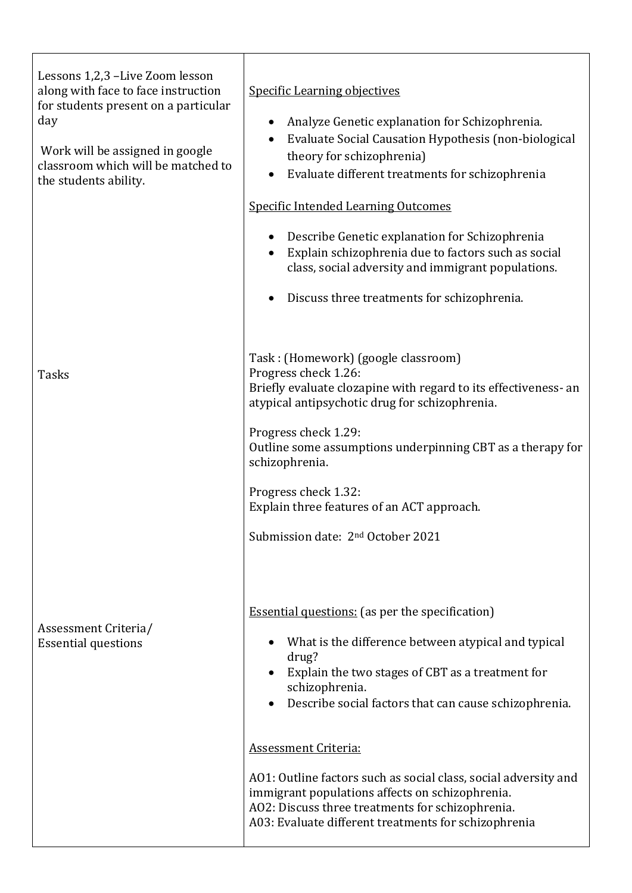| | |
|---|---|
| Lessons 1,2,3 –Live Zoom lesson along with face to face instruction for students present on a particular day<br><br>Work will be assigned in google classroom which will be matched to the students ability. | <u>Specific Learning objectives</u><br><br>• Analyze Genetic explanation for Schizophrenia.<br>• Evaluate Social Causation Hypothesis (non-biological theory for schizophrenia)<br>• Evaluate different treatments for schizophrenia<br><br><u>Specific Intended Learning Outcomes</u><br><br>• Describe Genetic explanation for Schizophrenia<br>• Explain schizophrenia due to factors such as social class, social adversity and immigrant populations.<br>• Discuss three treatments for schizophrenia. |
| Tasks | Task : (Homework) (google classroom)<br>Progress check 1.26:<br>Briefly evaluate clozapine with regard to its effectiveness- an atypical antipsychotic drug for schizophrenia.<br><br>Progress check 1.29:<br>Outline some assumptions underpinning CBT as a therapy for schizophrenia.<br><br>Progress check 1.32:<br>Explain three features of an ACT approach.<br><br>Submission date: 2nd October 2021 |
| Assessment Criteria/<br>Essential questions | <u>Essential questions:</u> (as per the specification)<br><br>• What is the difference between atypical and typical drug?<br>• Explain the two stages of CBT as a treatment for schizophrenia.<br>• Describe social factors that can cause schizophrenia.<br><br><u>Assessment Criteria:</u><br><br>AO1: Outline factors such as social class, social adversity and immigrant populations affects on schizophrenia.<br>AO2: Discuss three treatments for schizophrenia.<br>A03: Evaluate different treatments for schizophrenia |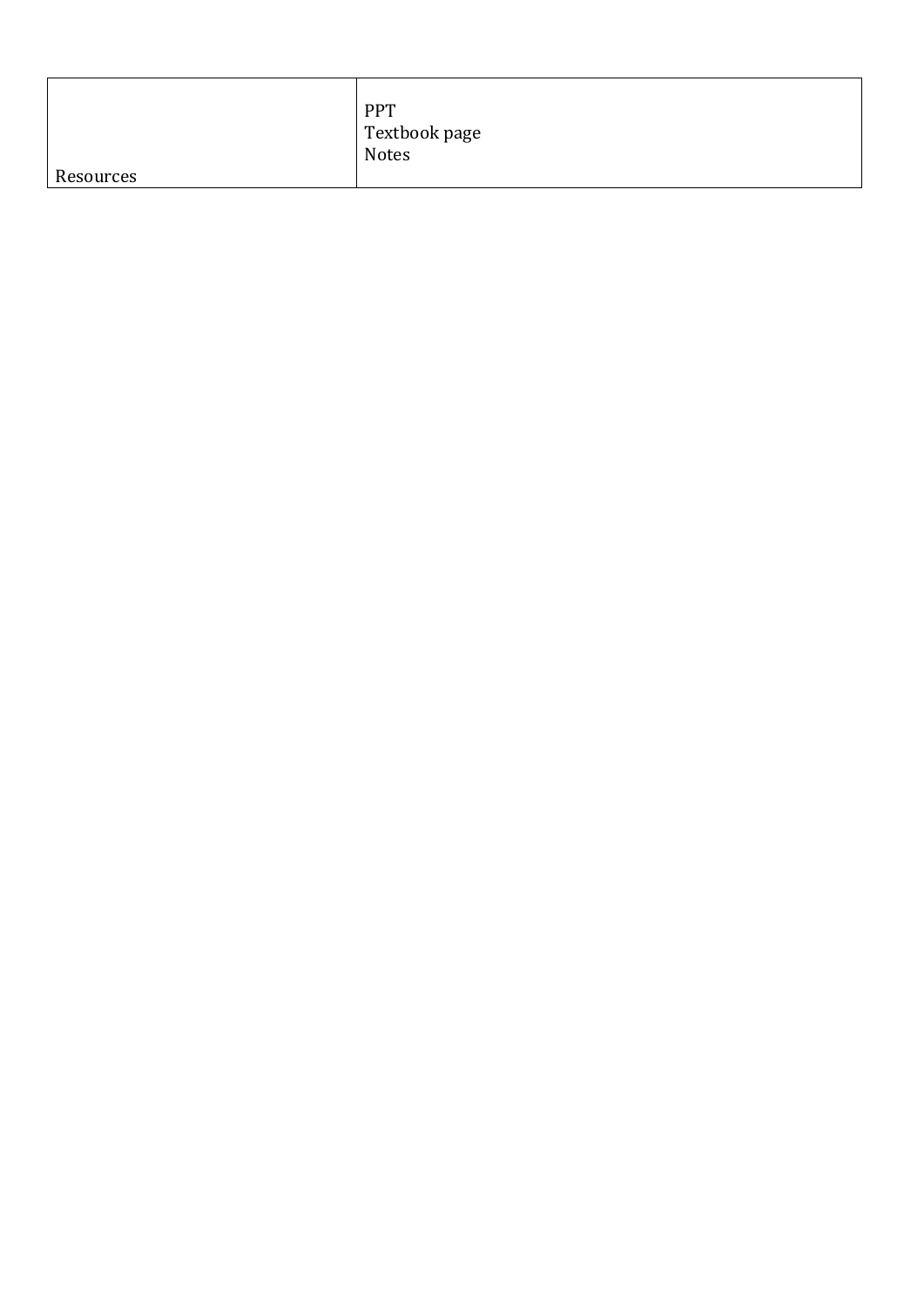| | |
|---|---|
| Resources | PPT<br>Textbook page<br>Notes |